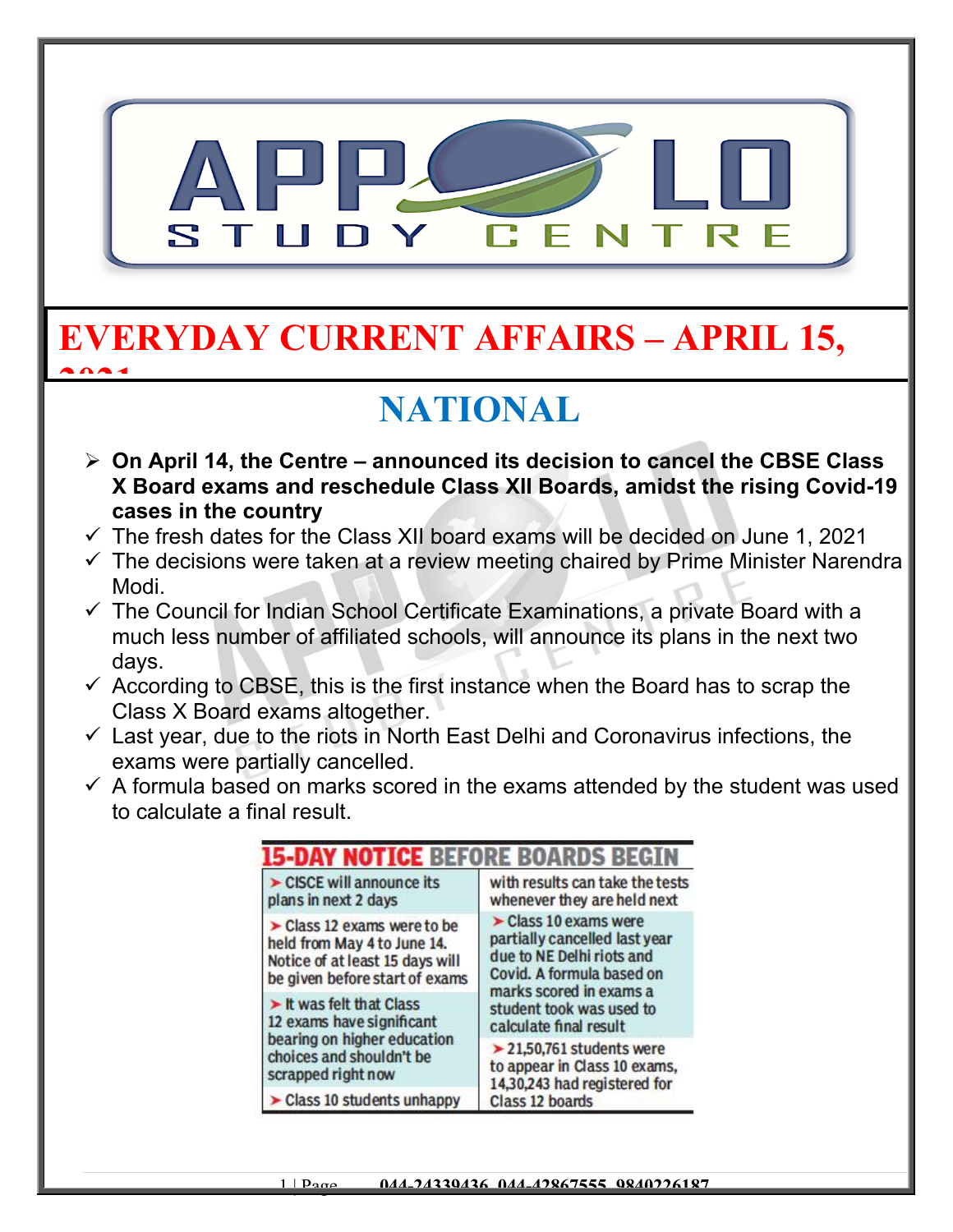# EVERYDAY CURRENT AFFAIRS – APRIL 15, 2021

## NATIONAL

- **On April 14, the Centre – announced its decision to cancel the CBSE Class X Board exams and reschedule Class XII Boards, amidst the rising Covid-19 cases in the country**
  - ✓ The fresh dates for the Class XII board exams will be decided on June 1, 2021
  - ✓ The decisions were taken at a review meeting chaired by Prime Minister Narendra Modi.
  - ✓ The Council for Indian School Certificate Examinations, a private Board with a much less number of affiliated schools, will announce its plans in the next two days.
  - ✓ According to CBSE, this is the first instance when the Board has to scrap the Class X Board exams altogether.
  - ✓ Last year, due to the riots in North East Delhi and Coronavirus infections, the exams were partially cancelled.
  - ✓ A formula based on marks scored in the exams attended by the student was used to calculate a final result.

**15-DAY NOTICE BEFORE BOARDS BEGIN**

| | |
|---|---|
| ➤ CISCE will announce its plans in next 2 days | with results can take the tests whenever they are held next |
| ➤ Class 12 exams were to be held from May 4 to June 14. Notice of at least 15 days will be given before start of exams | ➤ Class 10 exams were partially cancelled last year due to NE Delhi riots and Covid. A formula based on marks scored in exams a student took was used to calculate final result |
| ➤ It was felt that Class 12 exams have significant bearing on higher education choices and shouldn't be scrapped right now | ➤ 21,50,761 students were to appear in Class 10 exams, 14,30,243 had registered for Class 12 boards |
| ➤ Class 10 students unhappy | |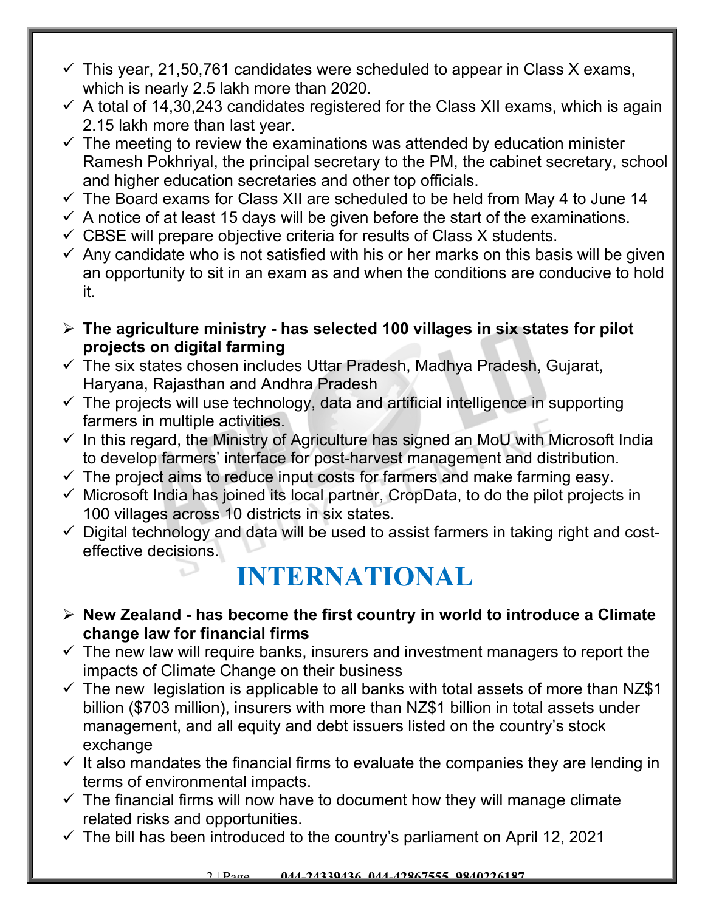- ✓ This year, 21,50,761 candidates were scheduled to appear in Class X exams, which is nearly 2.5 lakh more than 2020.
- ✓ A total of 14,30,243 candidates registered for the Class XII exams, which is again 2.15 lakh more than last year.
- ✓ The meeting to review the examinations was attended by education minister Ramesh Pokhriyal, the principal secretary to the PM, the cabinet secretary, school and higher education secretaries and other top officials.
- ✓ The Board exams for Class XII are scheduled to be held from May 4 to June 14
- ✓ A notice of at least 15 days will be given before the start of the examinations.
- ✓ CBSE will prepare objective criteria for results of Class X students.
- ✓ Any candidate who is not satisfied with his or her marks on this basis will be given an opportunity to sit in an exam as and when the conditions are conducive to hold it.

- ➢ **The agriculture ministry - has selected 100 villages in six states for pilot projects on digital farming**
- ✓ The six states chosen includes Uttar Pradesh, Madhya Pradesh, Gujarat, Haryana, Rajasthan and Andhra Pradesh
- ✓ The projects will use technology, data and artificial intelligence in supporting farmers in multiple activities.
- ✓ In this regard, the Ministry of Agriculture has signed an MoU with Microsoft India to develop farmers' interface for post-harvest management and distribution.
- ✓ The project aims to reduce input costs for farmers and make farming easy.
- ✓ Microsoft India has joined its local partner, CropData, to do the pilot projects in 100 villages across 10 districts in six states.
- ✓ Digital technology and data will be used to assist farmers in taking right and cost-effective decisions.

# INTERNATIONAL

- ➢ **New Zealand - has become the first country in world to introduce a Climate change law for financial firms**
- ✓ The new law will require banks, insurers and investment managers to report the impacts of Climate Change on their business
- ✓ The new legislation is applicable to all banks with total assets of more than NZ$1 billion ($703 million), insurers with more than NZ$1 billion in total assets under management, and all equity and debt issuers listed on the country's stock exchange
- ✓ It also mandates the financial firms to evaluate the companies they are lending in terms of environmental impacts.
- ✓ The financial firms will now have to document how they will manage climate related risks and opportunities.
- ✓ The bill has been introduced to the country's parliament on April 12, 2021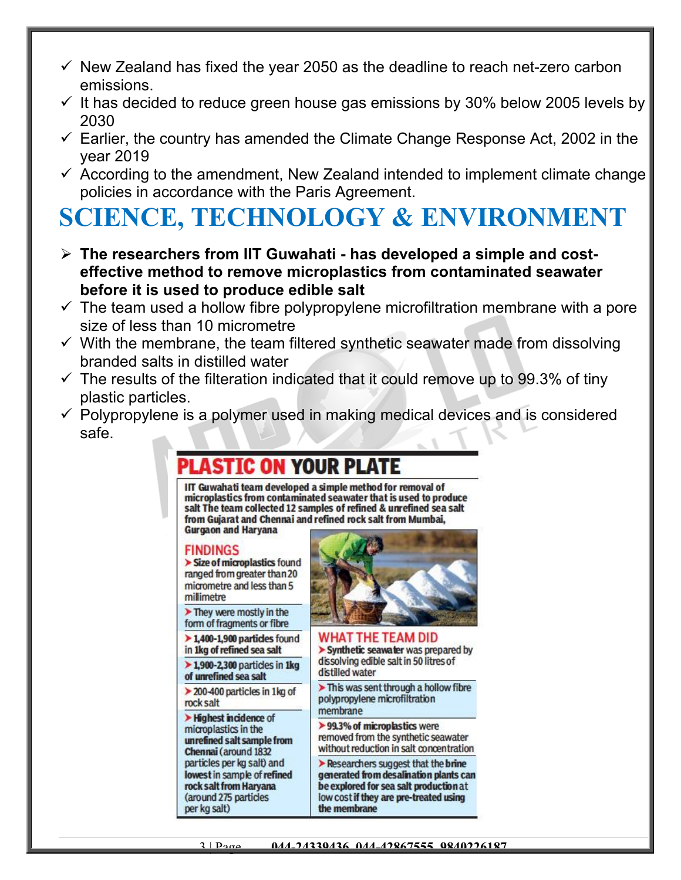- ✓ New Zealand has fixed the year 2050 as the deadline to reach net-zero carbon emissions.
- ✓ It has decided to reduce green house gas emissions by 30% below 2005 levels by 2030
- ✓ Earlier, the country has amended the Climate Change Response Act, 2002 in the year 2019
- ✓ According to the amendment, New Zealand intended to implement climate change policies in accordance with the Paris Agreement.

# SCIENCE, TECHNOLOGY & ENVIRONMENT

- **The researchers from IIT Guwahati - has developed a simple and cost-effective method to remove microplastics from contaminated seawater before it is used to produce edible salt**
- ✓ The team used a hollow fibre polypropylene microfiltration membrane with a pore size of less than 10 micrometre
- ✓ With the membrane, the team filtered synthetic seawater made from dissolving branded salts in distilled water
- ✓ The results of the filteration indicated that it could remove up to 99.3% of tiny plastic particles.
- ✓ Polypropylene is a polymer used in making medical devices and is considered safe.

## PLASTIC ON YOUR PLATE

**IIT Guwahati team developed a simple method for removal of microplastics from contaminated seawater that is used to produce salt The team collected 12 samples of refined & unrefined sea salt from Gujarat and Chennai and refined rock salt from Mumbai, Gurgaon and Haryana**

### FINDINGS

- **Size of microplastics** found ranged from greater than 20 micrometre and less than 5 millimetre
- They were mostly in the form of fragments or fibre
- **1,400-1,900 particles** found in **1kg of refined sea salt**
- **1,900-2,300** particles in **1kg of unrefined sea salt**
- 200-400 particles in 1kg of rock salt
- **Highest incidence** of microplastics in the **unrefined salt sample from Chennai** (around 1832 particles per kg salt) and **lowest** in sample of **refined rock salt from Haryana** (around 275 particles per kg salt)

### WHAT THE TEAM DID

- **Synthetic seawater** was prepared by dissolving edible salt in 50 litres of distilled water
- This was sent through a hollow fibre polypropylene microfiltration membrane
- **99.3% of microplastics** were removed from the synthetic seawater without reduction in salt concentration
- Researchers suggest that the **brine generated from desalination plants can be explored for sea salt production** at low cost **if they are pre-treated using the membrane**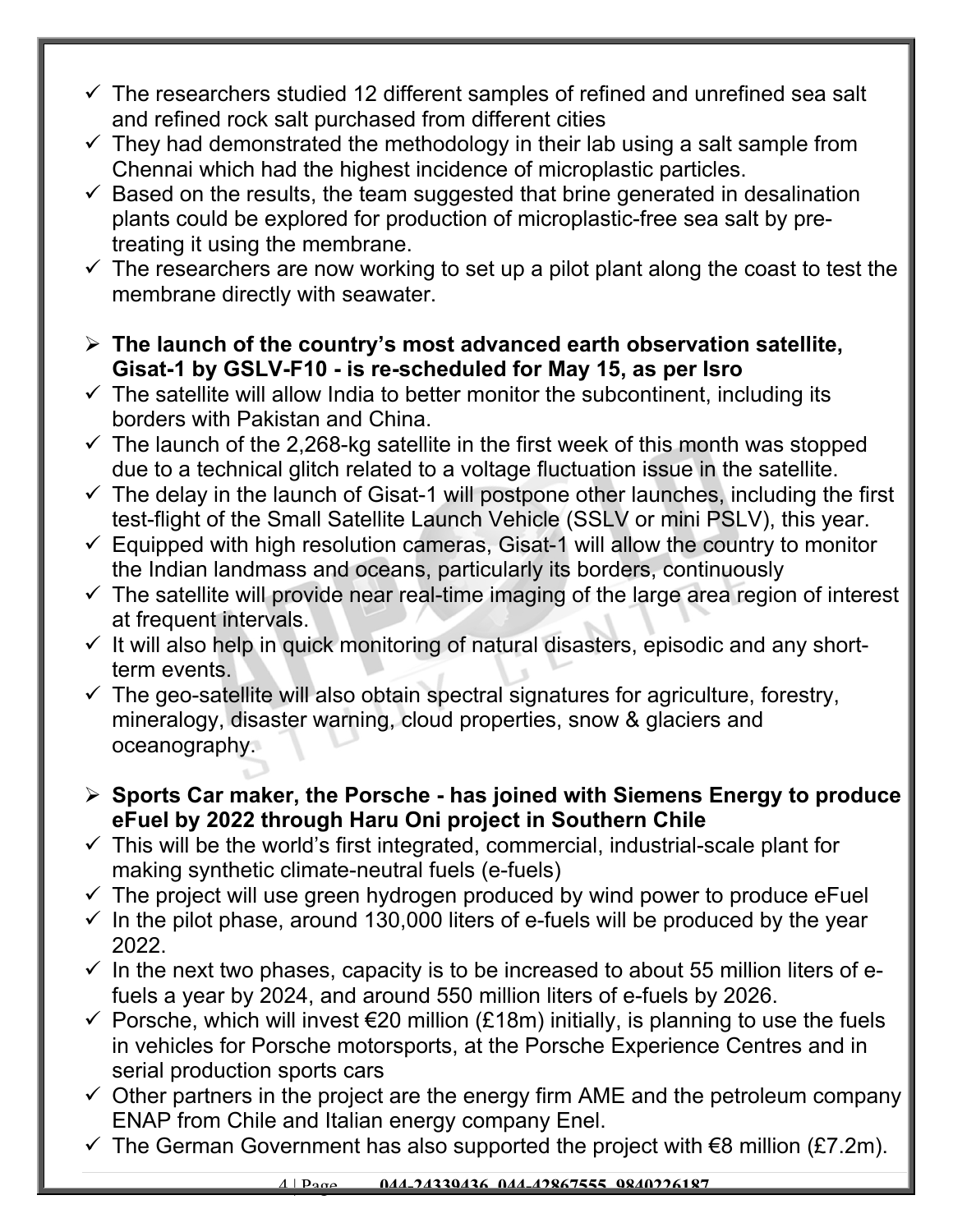- The researchers studied 12 different samples of refined and unrefined sea salt and refined rock salt purchased from different cities
- They had demonstrated the methodology in their lab using a salt sample from Chennai which had the highest incidence of microplastic particles.
- Based on the results, the team suggested that brine generated in desalination plants could be explored for production of microplastic-free sea salt by pre-treating it using the membrane.
- The researchers are now working to set up a pilot plant along the coast to test the membrane directly with seawater.

**The launch of the country's most advanced earth observation satellite, Gisat-1 by GSLV-F10 - is re-scheduled for May 15, as per Isro**

- The satellite will allow India to better monitor the subcontinent, including its borders with Pakistan and China.
- The launch of the 2,268-kg satellite in the first week of this month was stopped due to a technical glitch related to a voltage fluctuation issue in the satellite.
- The delay in the launch of Gisat-1 will postpone other launches, including the first test-flight of the Small Satellite Launch Vehicle (SSLV or mini PSLV), this year.
- Equipped with high resolution cameras, Gisat-1 will allow the country to monitor the Indian landmass and oceans, particularly its borders, continuously
- The satellite will provide near real-time imaging of the large area region of interest at frequent intervals.
- It will also help in quick monitoring of natural disasters, episodic and any short-term events.
- The geo-satellite will also obtain spectral signatures for agriculture, forestry, mineralogy, disaster warning, cloud properties, snow & glaciers and oceanography.

**Sports Car maker, the Porsche - has joined with Siemens Energy to produce eFuel by 2022 through Haru Oni project in Southern Chile**

- This will be the world's first integrated, commercial, industrial-scale plant for making synthetic climate-neutral fuels (e-fuels)
- The project will use green hydrogen produced by wind power to produce eFuel
- In the pilot phase, around 130,000 liters of e-fuels will be produced by the year 2022.
- In the next two phases, capacity is to be increased to about 55 million liters of e-fuels a year by 2024, and around 550 million liters of e-fuels by 2026.
- Porsche, which will invest €20 million (£18m) initially, is planning to use the fuels in vehicles for Porsche motorsports, at the Porsche Experience Centres and in serial production sports cars
- Other partners in the project are the energy firm AME and the petroleum company ENAP from Chile and Italian energy company Enel.
- The German Government has also supported the project with €8 million (£7.2m).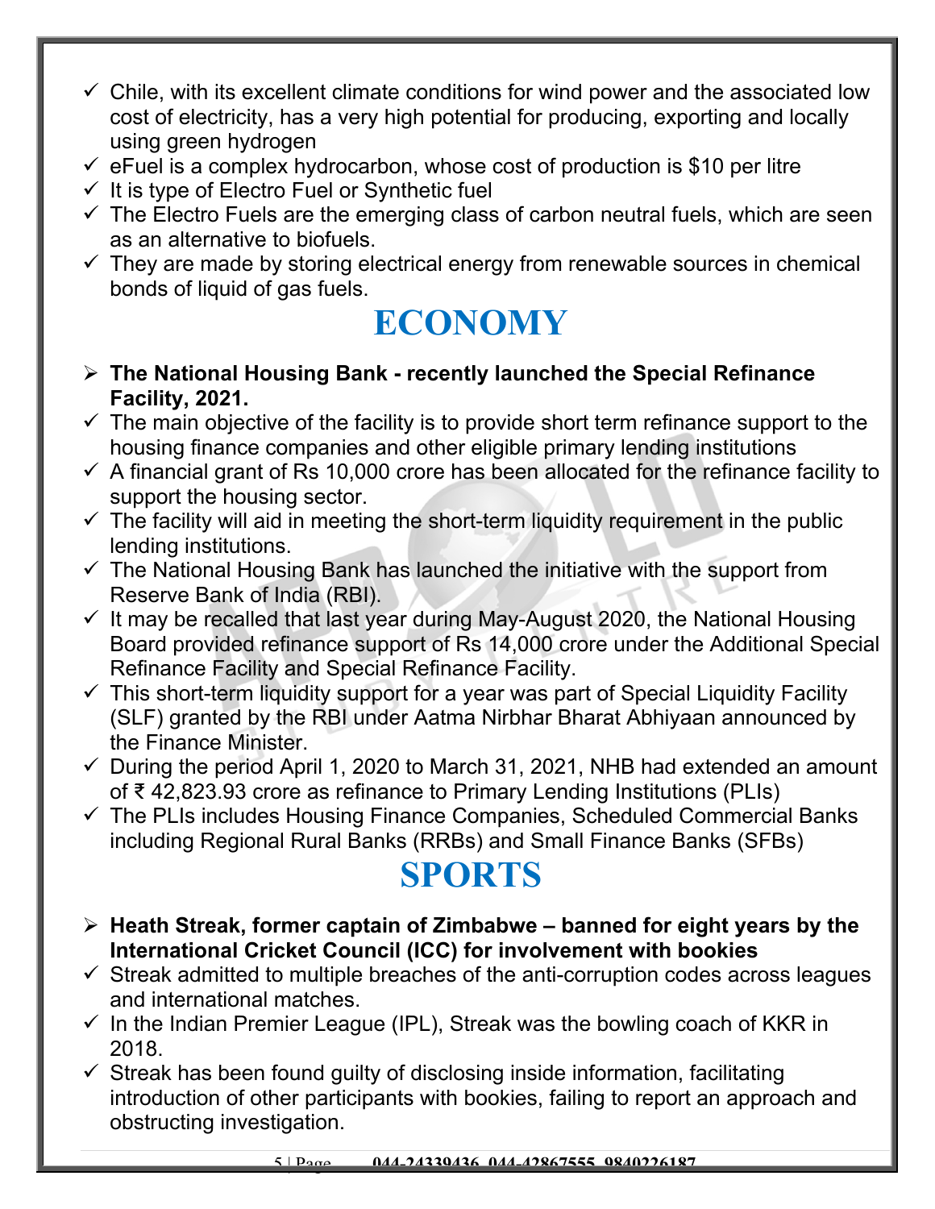- ✓ Chile, with its excellent climate conditions for wind power and the associated low cost of electricity, has a very high potential for producing, exporting and locally using green hydrogen
- ✓ eFuel is a complex hydrocarbon, whose cost of production is $10 per litre
- ✓ It is type of Electro Fuel or Synthetic fuel
- ✓ The Electro Fuels are the emerging class of carbon neutral fuels, which are seen as an alternative to biofuels.
- ✓ They are made by storing electrical energy from renewable sources in chemical bonds of liquid of gas fuels.

# ECONOMY

- ➢ **The National Housing Bank - recently launched the Special Refinance Facility, 2021.**
- ✓ The main objective of the facility is to provide short term refinance support to the housing finance companies and other eligible primary lending institutions
- ✓ A financial grant of Rs 10,000 crore has been allocated for the refinance facility to support the housing sector.
- ✓ The facility will aid in meeting the short-term liquidity requirement in the public lending institutions.
- ✓ The National Housing Bank has launched the initiative with the support from Reserve Bank of India (RBI).
- ✓ It may be recalled that last year during May-August 2020, the National Housing Board provided refinance support of Rs 14,000 crore under the Additional Special Refinance Facility and Special Refinance Facility.
- ✓ This short-term liquidity support for a year was part of Special Liquidity Facility (SLF) granted by the RBI under Aatma Nirbhar Bharat Abhiyaan announced by the Finance Minister.
- ✓ During the period April 1, 2020 to March 31, 2021, NHB had extended an amount of ₹ 42,823.93 crore as refinance to Primary Lending Institutions (PLIs)
- ✓ The PLIs includes Housing Finance Companies, Scheduled Commercial Banks including Regional Rural Banks (RRBs) and Small Finance Banks (SFBs)

# SPORTS

- ➢ **Heath Streak, former captain of Zimbabwe – banned for eight years by the International Cricket Council (ICC) for involvement with bookies**
- ✓ Streak admitted to multiple breaches of the anti-corruption codes across leagues and international matches.
- ✓ In the Indian Premier League (IPL), Streak was the bowling coach of KKR in 2018.
- ✓ Streak has been found guilty of disclosing inside information, facilitating introduction of other participants with bookies, failing to report an approach and obstructing investigation.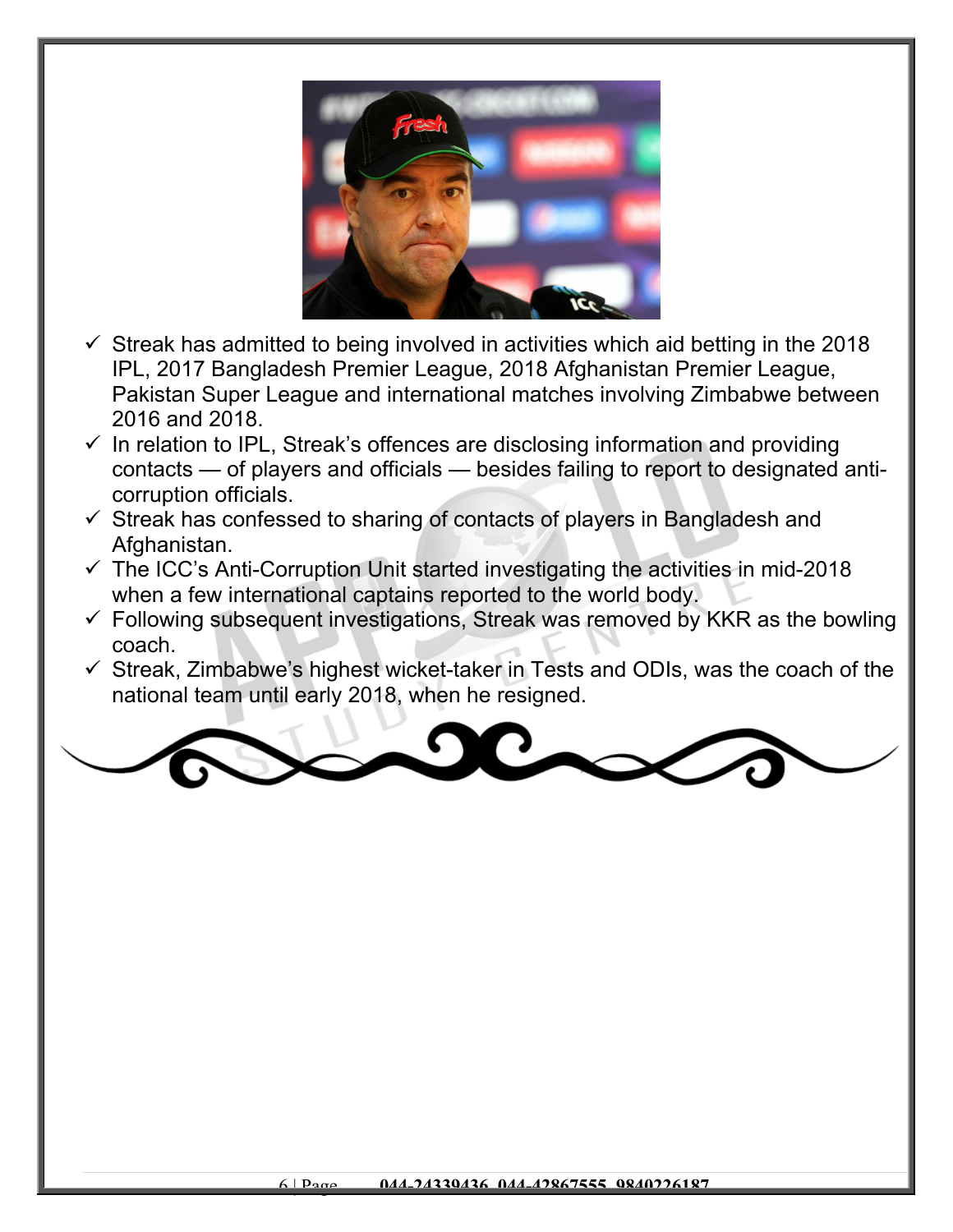- Streak has admitted to being involved in activities which aid betting in the 2018 IPL, 2017 Bangladesh Premier League, 2018 Afghanistan Premier League, Pakistan Super League and international matches involving Zimbabwe between 2016 and 2018.
- In relation to IPL, Streak's offences are disclosing information and providing contacts — of players and officials — besides failing to report to designated anti-corruption officials.
- Streak has confessed to sharing of contacts of players in Bangladesh and Afghanistan.
- The ICC's Anti-Corruption Unit started investigating the activities in mid-2018 when a few international captains reported to the world body.
- Following subsequent investigations, Streak was removed by KKR as the bowling coach.
- Streak, Zimbabwe's highest wicket-taker in Tests and ODIs, was the coach of the national team until early 2018, when he resigned.